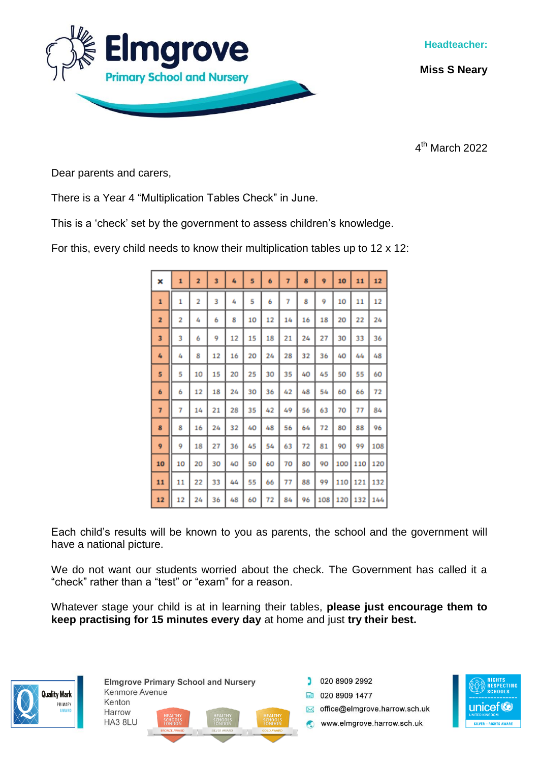**Elmgrove**
**Primary School and Nursery**

**Headteacher:**

**Miss S Neary**

4th March 2022

Dear parents and carers,

There is a Year 4 “Multiplication Tables Check” in June.

This is a ‘check’ set by the government to assess children’s knowledge.

For this, every child needs to know their multiplication tables up to 12 x 12:

| × | 1 | 2 | 3 | 4 | 5 | 6 | 7 | 8 | 9 | 10 | 11 | 12 |
|---|---|---|---|---|---|---|---|---|---|---|---|---|
| 1 | 1 | 2 | 3 | 4 | 5 | 6 | 7 | 8 | 9 | 10 | 11 | 12 |
| 2 | 2 | 4 | 6 | 8 | 10 | 12 | 14 | 16 | 18 | 20 | 22 | 24 |
| 3 | 3 | 6 | 9 | 12 | 15 | 18 | 21 | 24 | 27 | 30 | 33 | 36 |
| 4 | 4 | 8 | 12 | 16 | 20 | 24 | 28 | 32 | 36 | 40 | 44 | 48 |
| 5 | 5 | 10 | 15 | 20 | 25 | 30 | 35 | 40 | 45 | 50 | 55 | 60 |
| 6 | 6 | 12 | 18 | 24 | 30 | 36 | 42 | 48 | 54 | 60 | 66 | 72 |
| 7 | 7 | 14 | 21 | 28 | 35 | 42 | 49 | 56 | 63 | 70 | 77 | 84 |
| 8 | 8 | 16 | 24 | 32 | 40 | 48 | 56 | 64 | 72 | 80 | 88 | 96 |
| 9 | 9 | 18 | 27 | 36 | 45 | 54 | 63 | 72 | 81 | 90 | 99 | 108 |
| 10 | 10 | 20 | 30 | 40 | 50 | 60 | 70 | 80 | 90 | 100 | 110 | 120 |
| 11 | 11 | 22 | 33 | 44 | 55 | 66 | 77 | 88 | 99 | 110 | 121 | 132 |
| 12 | 12 | 24 | 36 | 48 | 60 | 72 | 84 | 96 | 108 | 120 | 132 | 144 |

Each child’s results will be known to you as parents, the school and the government will have a national picture.

We do not want our students worried about the check. The Government has called it a “check” rather than a “test” or “exam” for a reason.

Whatever stage your child is at in learning their tables, **please just encourage them to keep practising for 15 minutes every day** at home and just **try their best.**

Elmgrove Primary School and Nursery
Kenmore Avenue
Kenton
Harrow
HA3 8LU

020 8909 2992
020 8909 1477
office@elmgrove.harrow.sch.uk
www.elmgrove.harrow.sch.uk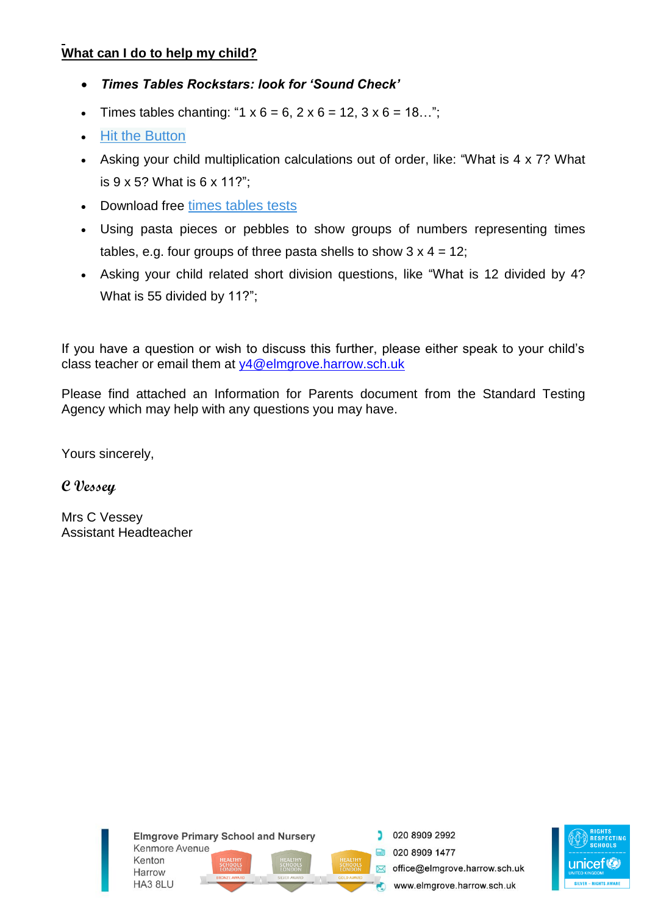**What can I do to help my child?**

- ***Times Tables Rockstars: look for 'Sound Check'***
- Times tables chanting: "1 x 6 = 6, 2 x 6 = 12, 3 x 6 = 18…";
- Hit the Button
- Asking your child multiplication calculations out of order, like: "What is 4 x 7? What is 9 x 5? What is 6 x 11?";
- Download free times tables tests
- Using pasta pieces or pebbles to show groups of numbers representing times tables, e.g. four groups of three pasta shells to show 3 x 4 = 12;
- Asking your child related short division questions, like "What is 12 divided by 4? What is 55 divided by 11?";

If you have a question or wish to discuss this further, please either speak to your child's class teacher or email them at y4@elmgrove.harrow.sch.uk

Please find attached an Information for Parents document from the Standard Testing Agency which may help with any questions you may have.

Yours sincerely,

*C Vessey*

Mrs C Vessey
Assistant Headteacher

Elmgrove Primary School and Nursery
Kenmore Avenue
Kenton
Harrow
HA3 8LU

020 8909 2992
020 8909 1477
office@elmgrove.harrow.sch.uk
www.elmgrove.harrow.sch.uk